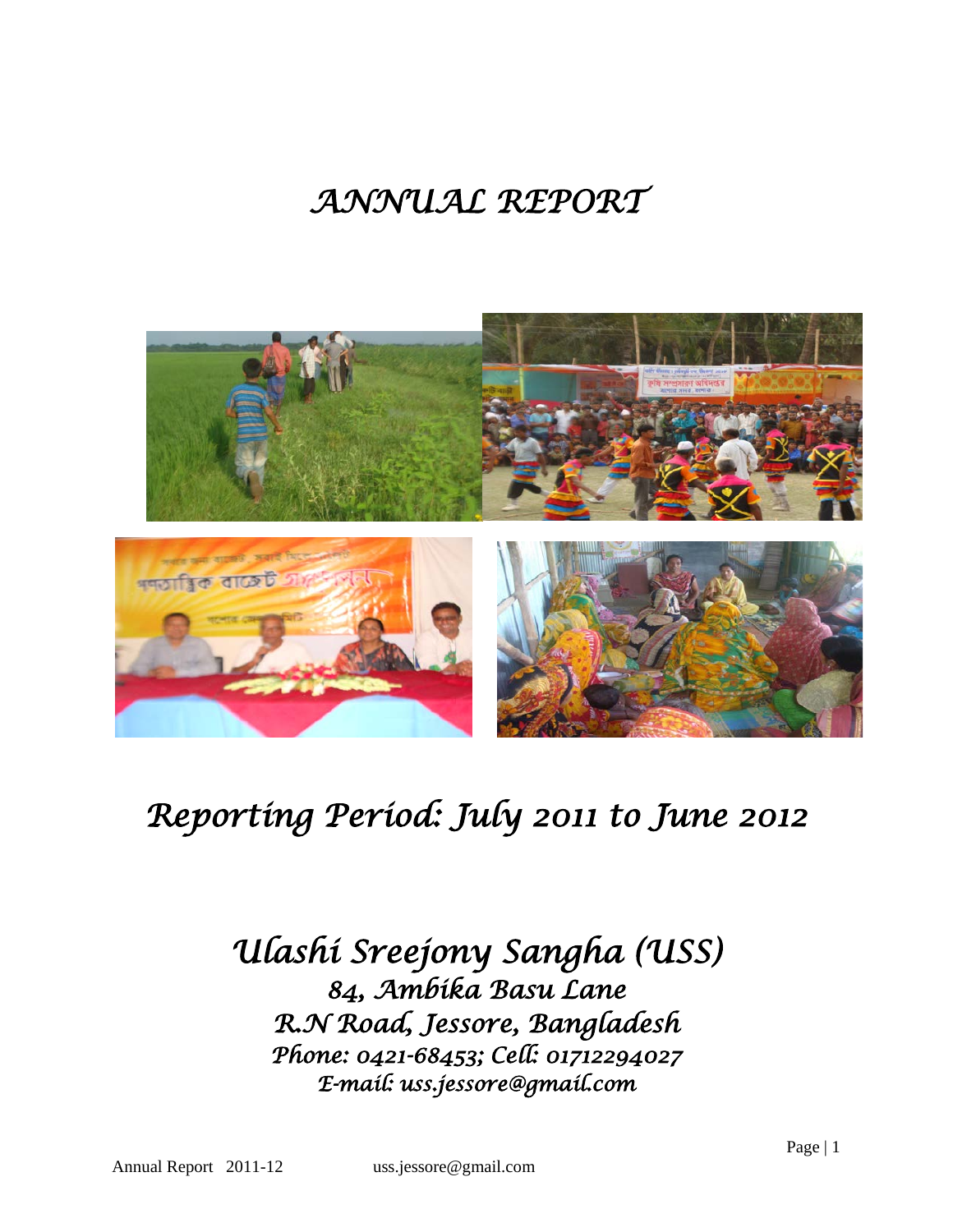# ANNUAL REPORT

## Reporting Period: July 2011 to June 2012

## Ulashi Sreejony Sangha (USS)

84, Ambika Basu Lane
R.N Road, Jessore, Bangladesh
Phone: 0421-68453; Cell: 01712294027
E-mail: uss.jessore@gmail.com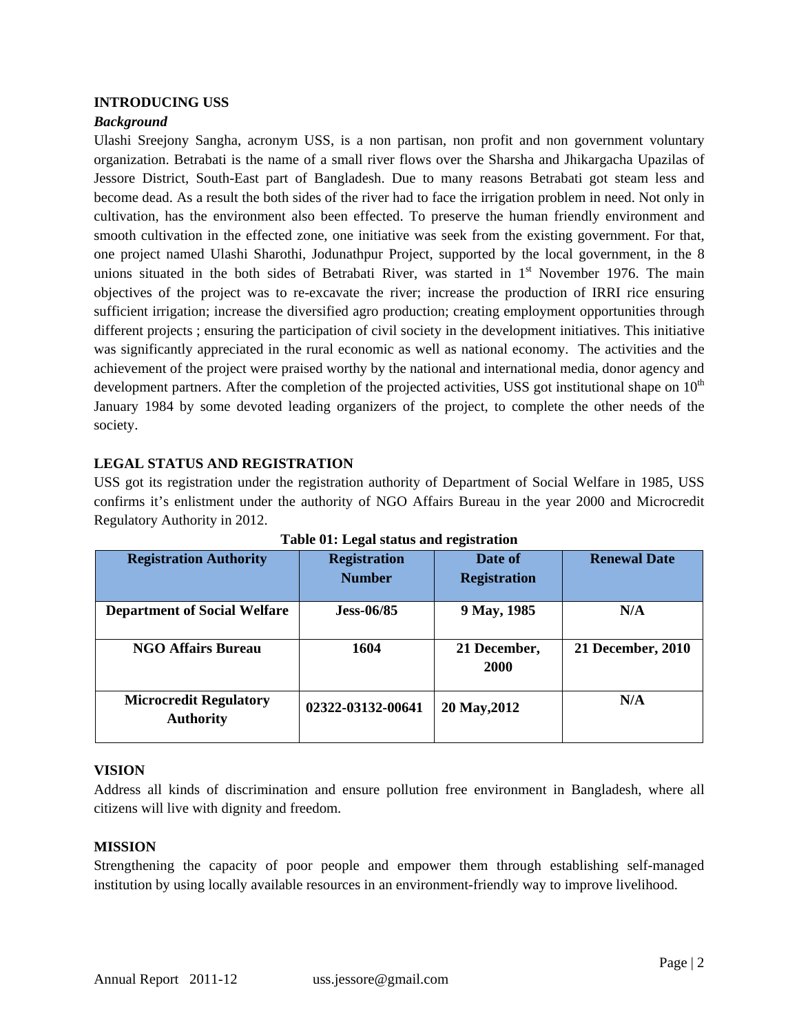## INTRODUCING USS

### *Background*

Ulashi Sreejony Sangha, acronym USS, is a non partisan, non profit and non government voluntary organization. Betrabati is the name of a small river flows over the Sharsha and Jhikargacha Upazilas of Jessore District, South-East part of Bangladesh. Due to many reasons Betrabati got steam less and become dead. As a result the both sides of the river had to face the irrigation problem in need. Not only in cultivation, has the environment also been effected. To preserve the human friendly environment and smooth cultivation in the effected zone, one initiative was seek from the existing government. For that, one project named Ulashi Sharothi, Jodunathpur Project, supported by the local government, in the 8 unions situated in the both sides of Betrabati River, was started in 1st November 1976. The main objectives of the project was to re-excavate the river; increase the production of IRRI rice ensuring sufficient irrigation; increase the diversified agro production; creating employment opportunities through different projects ; ensuring the participation of civil society in the development initiatives. This initiative was significantly appreciated in the rural economic as well as national economy. The activities and the achievement of the project were praised worthy by the national and international media, donor agency and development partners. After the completion of the projected activities, USS got institutional shape on 10th January 1984 by some devoted leading organizers of the project, to complete the other needs of the society.

## LEGAL STATUS AND REGISTRATION

USS got its registration under the registration authority of Department of Social Welfare in 1985, USS confirms it's enlistment under the authority of NGO Affairs Bureau in the year 2000 and Microcredit Regulatory Authority in 2012.

**Table 01: Legal status and registration**

| Registration Authority | Registration Number | Date of Registration | Renewal Date |
|---|---|---|---|
| Department of Social Welfare | Jess-06/85 | 9 May, 1985 | N/A |
| NGO Affairs Bureau | 1604 | 21 December, 2000 | 21 December, 2010 |
| Microcredit Regulatory Authority | 02322-03132-00641 | 20 May,2012 | N/A |

## VISION

Address all kinds of discrimination and ensure pollution free environment in Bangladesh, where all citizens will live with dignity and freedom.

## MISSION

Strengthening the capacity of poor people and empower them through establishing self-managed institution by using locally available resources in an environment-friendly way to improve livelihood.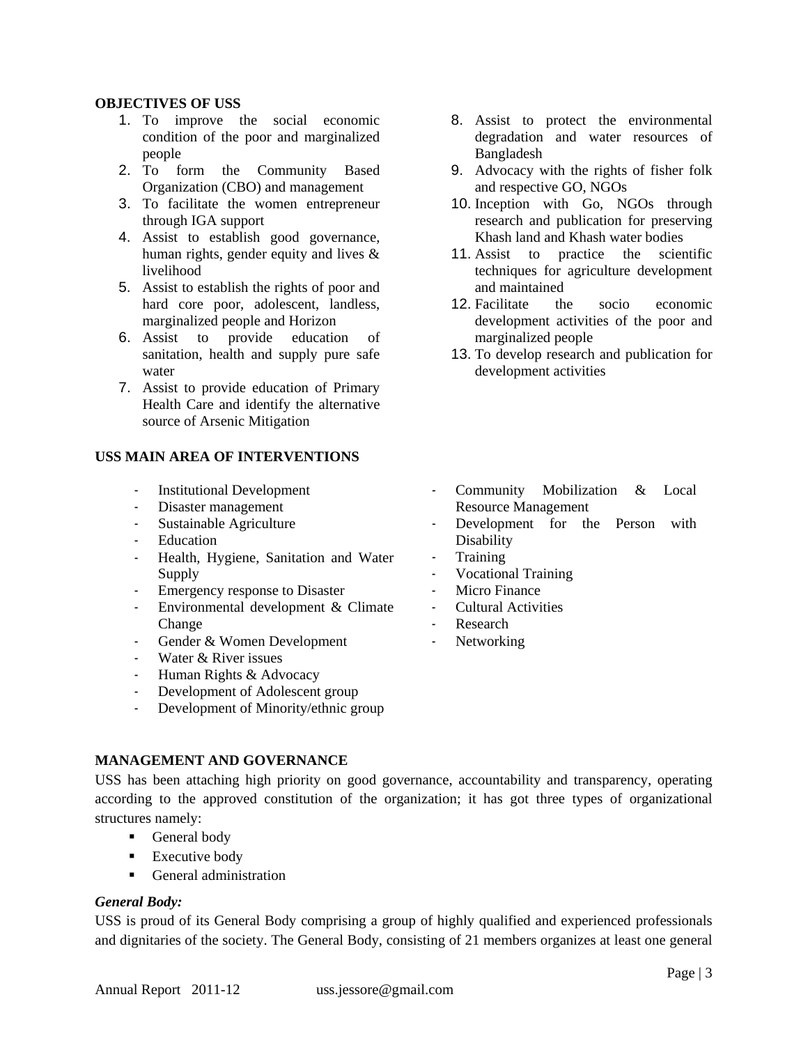**OBJECTIVES OF USS**

1. To improve the social economic condition of the poor and marginalized people
2. To form the Community Based Organization (CBO) and management
3. To facilitate the women entrepreneur through IGA support
4. Assist to establish good governance, human rights, gender equity and lives & livelihood
5. Assist to establish the rights of poor and hard core poor, adolescent, landless, marginalized people and Horizon
6. Assist to provide education of sanitation, health and supply pure safe water
7. Assist to provide education of Primary Health Care and identify the alternative source of Arsenic Mitigation
8. Assist to protect the environmental degradation and water resources of Bangladesh
9. Advocacy with the rights of fisher folk and respective GO, NGOs
10. Inception with Go, NGOs through research and publication for preserving Khash land and Khash water bodies
11. Assist to practice the scientific techniques for agriculture development and maintained
12. Facilitate the socio economic development activities of the poor and marginalized people
13. To develop research and publication for development activities

**USS MAIN AREA OF INTERVENTIONS**

- Institutional Development
- Disaster management
- Sustainable Agriculture
- Education
- Health, Hygiene, Sanitation and Water Supply
- Emergency response to Disaster
- Environmental development & Climate Change
- Gender & Women Development
- Water & River issues
- Human Rights & Advocacy
- Development of Adolescent group
- Development of Minority/ethnic group
- Community Mobilization & Local Resource Management
- Development for the Person with Disability
- Training
- Vocational Training
- Micro Finance
- Cultural Activities
- Research
- Networking

**MANAGEMENT AND GOVERNANCE**

USS has been attaching high priority on good governance, accountability and transparency, operating according to the approved constitution of the organization; it has got three types of organizational structures namely:

- General body
- Executive body
- General administration

***General Body:***

USS is proud of its General Body comprising a group of highly qualified and experienced professionals and dignitaries of the society. The General Body, consisting of 21 members organizes at least one general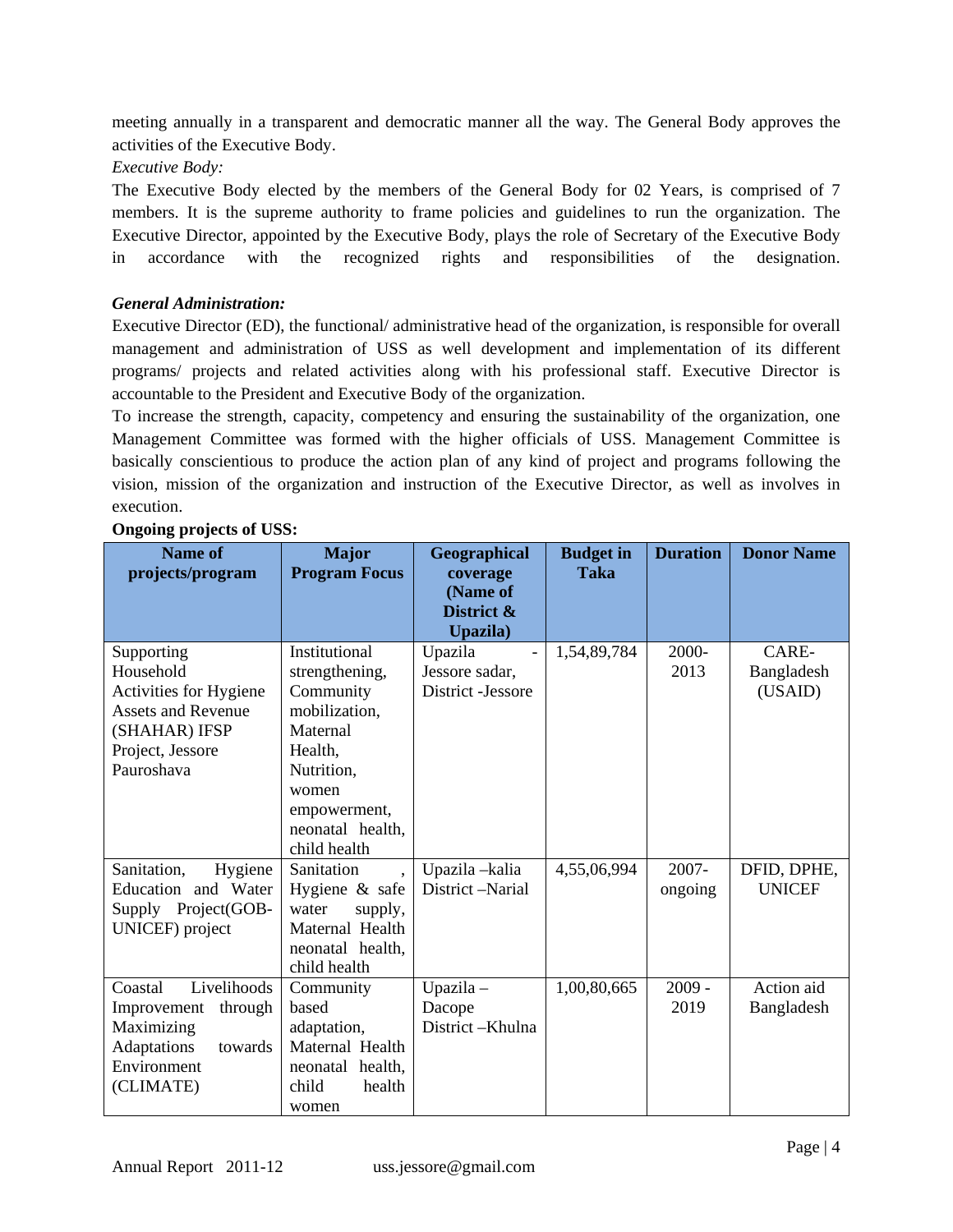meeting annually in a transparent and democratic manner all the way. The General Body approves the activities of the Executive Body.

*Executive Body:*

The Executive Body elected by the members of the General Body for 02 Years, is comprised of 7 members. It is the supreme authority to frame policies and guidelines to run the organization. The Executive Director, appointed by the Executive Body, plays the role of Secretary of the Executive Body in accordance with the recognized rights and responsibilities of the designation.

***General Administration:***

Executive Director (ED), the functional/ administrative head of the organization, is responsible for overall management and administration of USS as well development and implementation of its different programs/ projects and related activities along with his professional staff. Executive Director is accountable to the President and Executive Body of the organization.

To increase the strength, capacity, competency and ensuring the sustainability of the organization, one Management Committee was formed with the higher officials of USS. Management Committee is basically conscientious to produce the action plan of any kind of project and programs following the vision, mission of the organization and instruction of the Executive Director, as well as involves in execution.

**Ongoing projects of USS:**

| Name of projects/program | Major Program Focus | Geographical coverage (Name of District & Upazila) | Budget in Taka | Duration | Donor Name |
|---|---|---|---|---|---|
| Supporting Household Activities for Hygiene Assets and Revenue (SHAHAR) IFSP Project, Jessore Pauroshava | Institutional strengthening, Community mobilization, Maternal Health, Nutrition, women empowerment, neonatal health, child health | Upazila - Jessore sadar, District -Jessore | 1,54,89,784 | 2000-2013 | CARE-Bangladesh (USAID) |
| Sanitation, Hygiene Education and Water Supply Project(GOB-UNICEF) project | Sanitation , Hygiene & safe water supply, Maternal Health neonatal health, child health | Upazila –kalia District –Narial | 4,55,06,994 | 2007-ongoing | DFID, DPHE, UNICEF |
| Coastal Livelihoods Improvement through Maximizing Adaptations towards Environment (CLIMATE) | Community based adaptation, Maternal Health neonatal health, child health women | Upazila – Dacope District –Khulna | 1,00,80,665 | 2009 - 2019 | Action aid Bangladesh |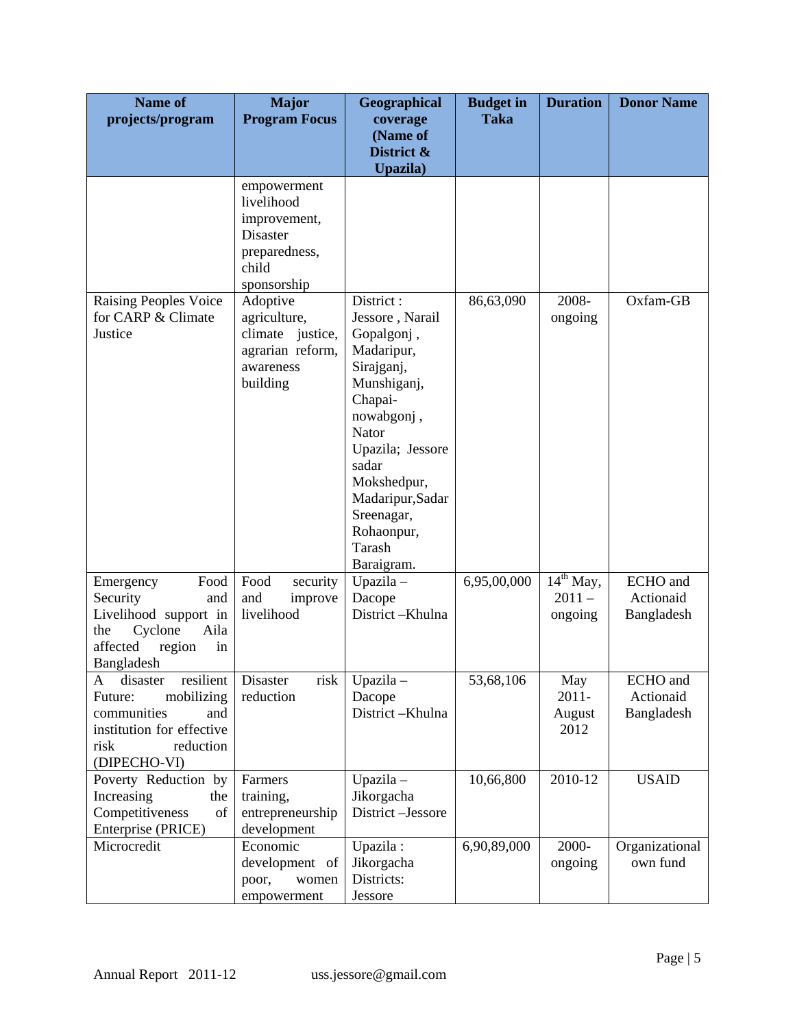| Name of projects/program | Major Program Focus | Geographical coverage (Name of District & Upazila) | Budget in Taka | Duration | Donor Name |
|---|---|---|---|---|---|
| | empowerment livelihood improvement, Disaster preparedness, child sponsorship | | | | |
| Raising Peoples Voice for CARP & Climate Justice | Adoptive agriculture, climate justice, agrarian reform, awareness building | District : Jessore , Narail Gopalgonj , Madaripur, Sirajganj, Munshiganj, Chapai-nowabgonj , Nator Upazila; Jessore sadar Mokshedpur, Madaripur,Sadar Sreenagar, Rohaonpur, Tarash Baraigram. | 86,63,090 | 2008-ongoing | Oxfam-GB |
| Emergency Food Security and Livelihood support in the Cyclone Aila affected region in Bangladesh | Food security and improve livelihood | Upazila – Dacope District –Khulna | 6,95,00,000 | 14th May, 2011 – ongoing | ECHO and Actionaid Bangladesh |
| A disaster resilient Future: mobilizing communities and institution for effective risk reduction (DIPECHO-VI) | Disaster risk reduction | Upazila – Dacope District –Khulna | 53,68,106 | May 2011- August 2012 | ECHO and Actionaid Bangladesh |
| Poverty Reduction by Increasing the Competitiveness of Enterprise (PRICE) | Farmers training, entrepreneurship development | Upazila – Jikorgacha District –Jessore | 10,66,800 | 2010-12 | USAID |
| Microcredit | Economic development of poor, women empowerment | Upazila : Jikorgacha Districts: Jessore | 6,90,89,000 | 2000-ongoing | Organizational own fund |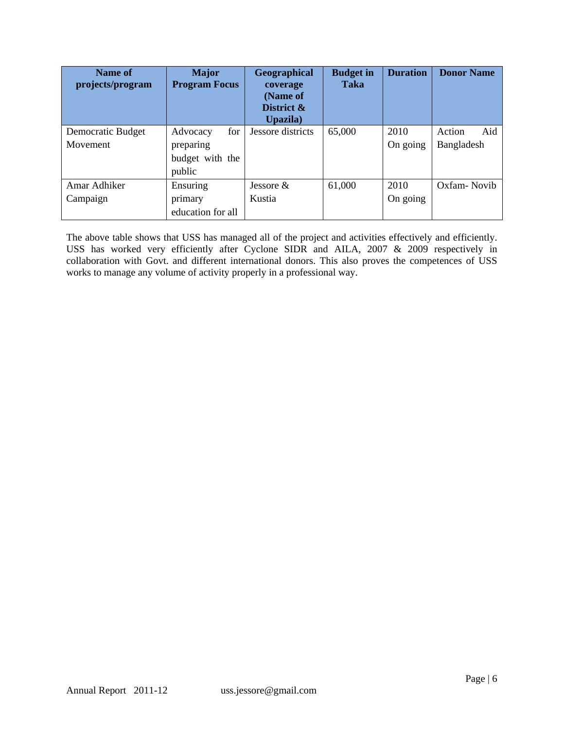| Name of projects/program | Major Program Focus | Geographical coverage (Name of District & Upazila) | Budget in Taka | Duration | Donor Name |
|---|---|---|---|---|---|
| Democratic Budget Movement | Advocacy for preparing budget with the public | Jessore districts | 65,000 | 2010 On going | Action Aid Bangladesh |
| Amar Adhiker Campaign | Ensuring primary education for all | Jessore & Kustia | 61,000 | 2010 On going | Oxfam- Novib |

The above table shows that USS has managed all of the project and activities effectively and efficiently. USS has worked very efficiently after Cyclone SIDR and AILA, 2007 & 2009 respectively in collaboration with Govt. and different international donors. This also proves the competences of USS works to manage any volume of activity properly in a professional way.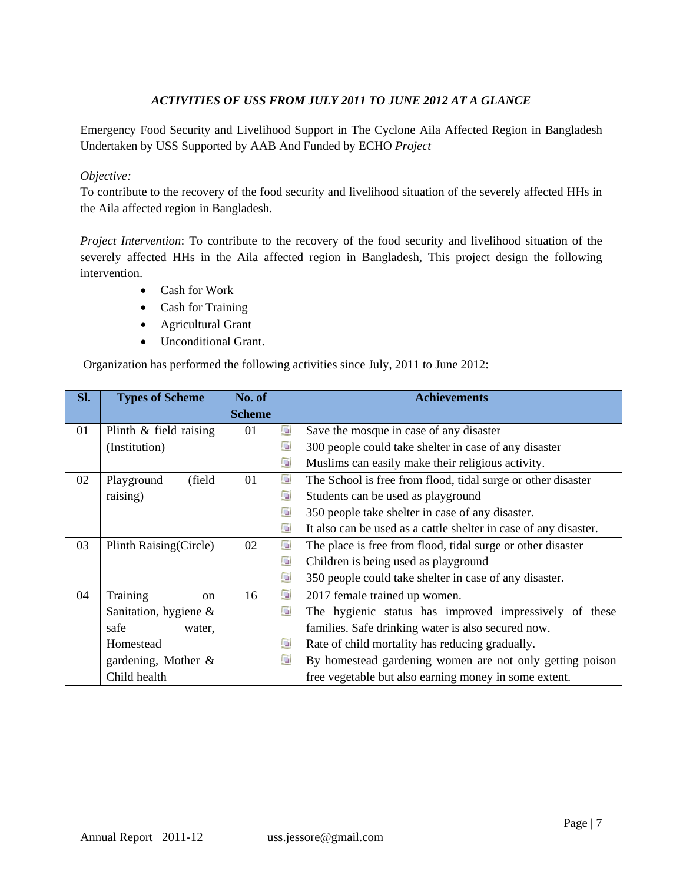### *ACTIVITIES OF USS FROM JULY 2011 TO JUNE 2012 AT A GLANCE*

Emergency Food Security and Livelihood Support in The Cyclone Aila Affected Region in Bangladesh Undertaken by USS Supported by AAB And Funded by ECHO *Project*

*Objective:*
To contribute to the recovery of the food security and livelihood situation of the severely affected HHs in the Aila affected region in Bangladesh.

*Project Intervention*: To contribute to the recovery of the food security and livelihood situation of the severely affected HHs in the Aila affected region in Bangladesh, This project design the following intervention.

- Cash for Work
- Cash for Training
- Agricultural Grant
- Unconditional Grant.

Organization has performed the following activities since July, 2011 to June 2012:

| Sl. | Types of Scheme | No. of Scheme | Achievements |
|---|---|---|---|
| 01 | Plinth & field raising (Institution) | 01 | - Save the mosque in case of any disaster<br>- 300 people could take shelter in case of any disaster<br>- Muslims can easily make their religious activity. |
| 02 | Playground (field raising) | 01 | - The School is free from flood, tidal surge or other disaster<br>- Students can be used as playground<br>- 350 people take shelter in case of any disaster.<br>- It also can be used as a cattle shelter in case of any disaster. |
| 03 | Plinth Raising(Circle) | 02 | - The place is free from flood, tidal surge or other disaster<br>- Children is being used as playground<br>- 350 people could take shelter in case of any disaster. |
| 04 | Training on Sanitation, hygiene & safe water, Homestead gardening, Mother & Child health | 16 | - 2017 female trained up women.<br>- The hygienic status has improved impressively of these families. Safe drinking water is also secured now.<br>- Rate of child mortality has reducing gradually.<br>- By homestead gardening women are not only getting poison free vegetable but also earning money in some extent. |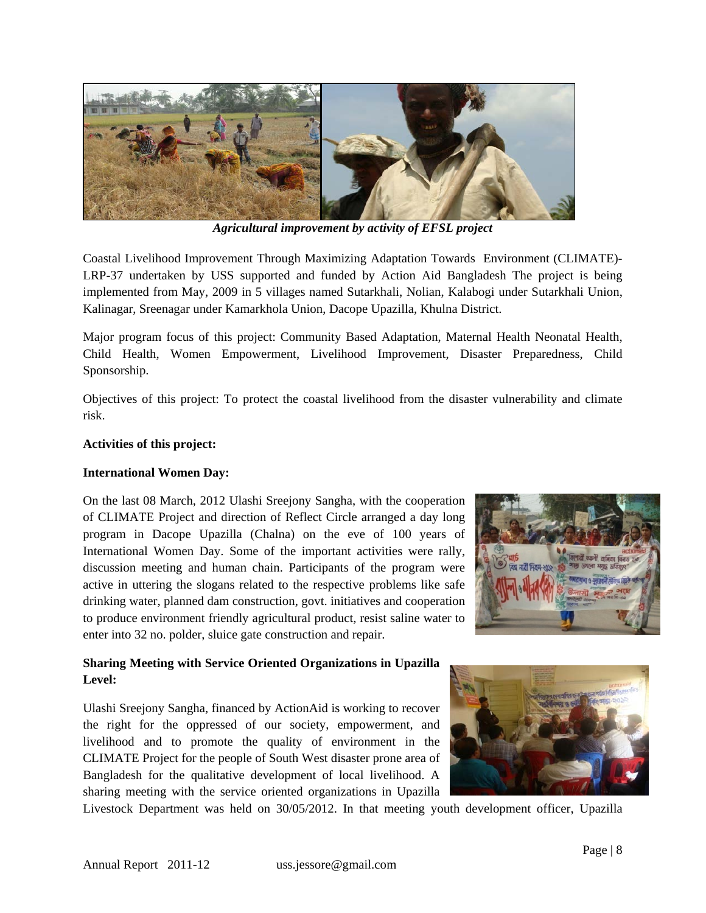*Agricultural improvement by activity of EFSL project*

Coastal Livelihood Improvement Through Maximizing Adaptation Towards Environment (CLIMATE)-LRP-37 undertaken by USS supported and funded by Action Aid Bangladesh The project is being implemented from May, 2009 in 5 villages named Sutarkhali, Nolian, Kalabogi under Sutarkhali Union, Kalinagar, Sreenagar under Kamarkhola Union, Dacope Upazilla, Khulna District.

Major program focus of this project: Community Based Adaptation, Maternal Health Neonatal Health, Child Health, Women Empowerment, Livelihood Improvement, Disaster Preparedness, Child Sponsorship.

Objectives of this project: To protect the coastal livelihood from the disaster vulnerability and climate risk.

**Activities of this project:**

**International Women Day:**

On the last 08 March, 2012 Ulashi Sreejony Sangha, with the cooperation of CLIMATE Project and direction of Reflect Circle arranged a day long program in Dacope Upazilla (Chalna) on the eve of 100 years of International Women Day. Some of the important activities were rally, discussion meeting and human chain. Participants of the program were active in uttering the slogans related to the respective problems like safe drinking water, planned dam construction, govt. initiatives and cooperation to produce environment friendly agricultural product, resist saline water to enter into 32 no. polder, sluice gate construction and repair.

**Sharing Meeting with Service Oriented Organizations in Upazilla Level:**

Ulashi Sreejony Sangha, financed by ActionAid is working to recover the right for the oppressed of our society, empowerment, and livelihood and to promote the quality of environment in the CLIMATE Project for the people of South West disaster prone area of Bangladesh for the qualitative development of local livelihood. A sharing meeting with the service oriented organizations in Upazilla Livestock Department was held on 30/05/2012. In that meeting youth development officer, Upazilla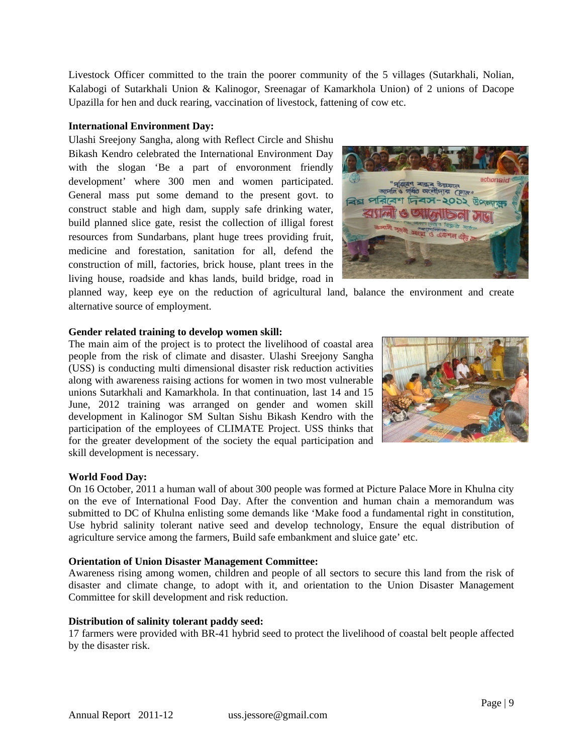Livestock Officer committed to the train the poorer community of the 5 villages (Sutarkhali, Nolian, Kalabogi of Sutarkhali Union & Kalinogor, Sreenagar of Kamarkhola Union) of 2 unions of Dacope Upazilla for hen and duck rearing, vaccination of livestock, fattening of cow etc.

**International Environment Day:**

Ulashi Sreejony Sangha, along with Reflect Circle and Shishu Bikash Kendro celebrated the International Environment Day with the slogan 'Be a part of envoronment friendly development' where 300 men and women participated. General mass put some demand to the present govt. to construct stable and high dam, supply safe drinking water, build planned slice gate, resist the collection of illigal forest resources from Sundarbans, plant huge trees providing fruit, medicine and forestation, sanitation for all, defend the construction of mill, factories, brick house, plant trees in the living house, roadside and khas lands, build bridge, road in planned way, keep eye on the reduction of agricultural land, balance the environment and create alternative source of employment.

**Gender related training to develop women skill:**

The main aim of the project is to protect the livelihood of coastal area people from the risk of climate and disaster. Ulashi Sreejony Sangha (USS) is conducting multi dimensional disaster risk reduction activities along with awareness raising actions for women in two most vulnerable unions Sutarkhali and Kamarkhola. In that continuation, last 14 and 15 June, 2012 training was arranged on gender and women skill development in Kalinogor SM Sultan Sishu Bikash Kendro with the participation of the employees of CLIMATE Project. USS thinks that for the greater development of the society the equal participation and skill development is necessary.

**World Food Day:**

On 16 October, 2011 a human wall of about 300 people was formed at Picture Palace More in Khulna city on the eve of International Food Day. After the convention and human chain a memorandum was submitted to DC of Khulna enlisting some demands like 'Make food a fundamental right in constitution, Use hybrid salinity tolerant native seed and develop technology, Ensure the equal distribution of agriculture service among the farmers, Build safe embankment and sluice gate' etc.

**Orientation of Union Disaster Management Committee:**

Awareness rising among women, children and people of all sectors to secure this land from the risk of disaster and climate change, to adopt with it, and orientation to the Union Disaster Management Committee for skill development and risk reduction.

**Distribution of salinity tolerant paddy seed:**

17 farmers were provided with BR-41 hybrid seed to protect the livelihood of coastal belt people affected by the disaster risk.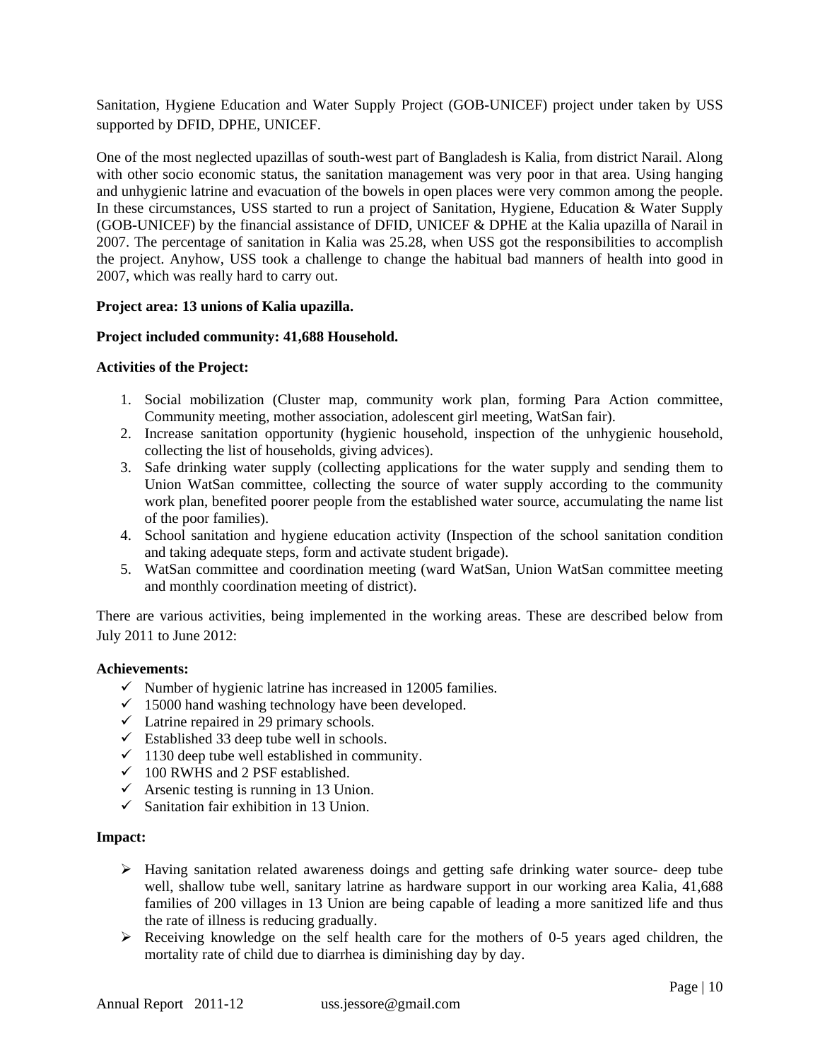Sanitation, Hygiene Education and Water Supply Project (GOB-UNICEF) project under taken by USS supported by DFID, DPHE, UNICEF.

One of the most neglected upazillas of south-west part of Bangladesh is Kalia, from district Narail. Along with other socio economic status, the sanitation management was very poor in that area. Using hanging and unhygienic latrine and evacuation of the bowels in open places were very common among the people. In these circumstances, USS started to run a project of Sanitation, Hygiene, Education & Water Supply (GOB-UNICEF) by the financial assistance of DFID, UNICEF & DPHE at the Kalia upazilla of Narail in 2007. The percentage of sanitation in Kalia was 25.28, when USS got the responsibilities to accomplish the project. Anyhow, USS took a challenge to change the habitual bad manners of health into good in 2007, which was really hard to carry out.

**Project area: 13 unions of Kalia upazilla.**

**Project included community: 41,688 Household.**

**Activities of the Project:**

1. Social mobilization (Cluster map, community work plan, forming Para Action committee, Community meeting, mother association, adolescent girl meeting, WatSan fair).
2. Increase sanitation opportunity (hygienic household, inspection of the unhygienic household, collecting the list of households, giving advices).
3. Safe drinking water supply (collecting applications for the water supply and sending them to Union WatSan committee, collecting the source of water supply according to the community work plan, benefited poorer people from the established water source, accumulating the name list of the poor families).
4. School sanitation and hygiene education activity (Inspection of the school sanitation condition and taking adequate steps, form and activate student brigade).
5. WatSan committee and coordination meeting (ward WatSan, Union WatSan committee meeting and monthly coordination meeting of district).

There are various activities, being implemented in the working areas. These are described below from July 2011 to June 2012:

**Achievements:**

- ✓ Number of hygienic latrine has increased in 12005 families.
- ✓ 15000 hand washing technology have been developed.
- ✓ Latrine repaired in 29 primary schools.
- ✓ Established 33 deep tube well in schools.
- ✓ 1130 deep tube well established in community.
- ✓ 100 RWHS and 2 PSF established.
- ✓ Arsenic testing is running in 13 Union.
- ✓ Sanitation fair exhibition in 13 Union.

**Impact:**

- ➢ Having sanitation related awareness doings and getting safe drinking water source- deep tube well, shallow tube well, sanitary latrine as hardware support in our working area Kalia, 41,688 families of 200 villages in 13 Union are being capable of leading a more sanitized life and thus the rate of illness is reducing gradually.
- ➢ Receiving knowledge on the self health care for the mothers of 0-5 years aged children, the mortality rate of child due to diarrhea is diminishing day by day.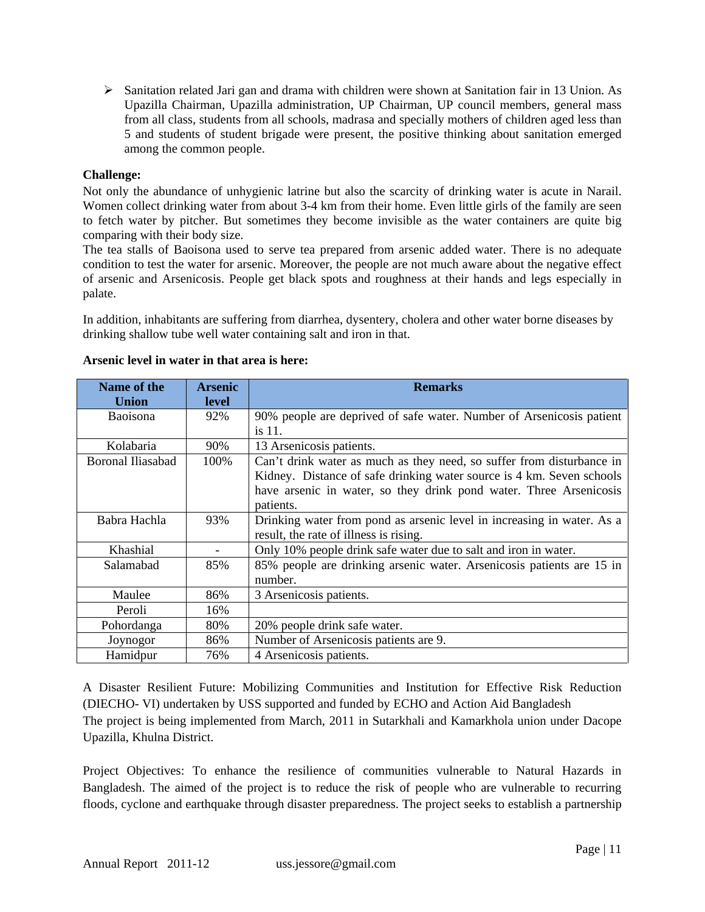- Sanitation related Jari gan and drama with children were shown at Sanitation fair in 13 Union. As Upazilla Chairman, Upazilla administration, UP Chairman, UP council members, general mass from all class, students from all schools, madrasa and specially mothers of children aged less than 5 and students of student brigade were present, the positive thinking about sanitation emerged among the common people.

**Challenge:**

Not only the abundance of unhygienic latrine but also the scarcity of drinking water is acute in Narail. Women collect drinking water from about 3-4 km from their home. Even little girls of the family are seen to fetch water by pitcher. But sometimes they become invisible as the water containers are quite big comparing with their body size.

The tea stalls of Baoisona used to serve tea prepared from arsenic added water. There is no adequate condition to test the water for arsenic. Moreover, the people are not much aware about the negative effect of arsenic and Arsenicosis. People get black spots and roughness at their hands and legs especially in palate.

In addition, inhabitants are suffering from diarrhea, dysentery, cholera and other water borne diseases by drinking shallow tube well water containing salt and iron in that.

**Arsenic level in water in that area is here:**

| Name of the Union | Arsenic level | Remarks |
|---|---|---|
| Baoisona | 92% | 90% people are deprived of safe water. Number of Arsenicosis patient is 11. |
| Kolabaria | 90% | 13 Arsenicosis patients. |
| Boronal Iliasabad | 100% | Can't drink water as much as they need, so suffer from disturbance in Kidney. Distance of safe drinking water source is 4 km. Seven schools have arsenic in water, so they drink pond water. Three Arsenicosis patients. |
| Babra Hachla | 93% | Drinking water from pond as arsenic level in increasing in water. As a result, the rate of illness is rising. |
| Khashial | - | Only 10% people drink safe water due to salt and iron in water. |
| Salamabad | 85% | 85% people are drinking arsenic water. Arsenicosis patients are 15 in number. |
| Maulee | 86% | 3 Arsenicosis patients. |
| Peroli | 16% | |
| Pohordanga | 80% | 20% people drink safe water. |
| Joynogor | 86% | Number of Arsenicosis patients are 9. |
| Hamidpur | 76% | 4 Arsenicosis patients. |

A Disaster Resilient Future: Mobilizing Communities and Institution for Effective Risk Reduction (DIECHO- VI) undertaken by USS supported and funded by ECHO and Action Aid Bangladesh

The project is being implemented from March, 2011 in Sutarkhali and Kamarkhola union under Dacope Upazilla, Khulna District.

Project Objectives: To enhance the resilience of communities vulnerable to Natural Hazards in Bangladesh. The aimed of the project is to reduce the risk of people who are vulnerable to recurring floods, cyclone and earthquake through disaster preparedness. The project seeks to establish a partnership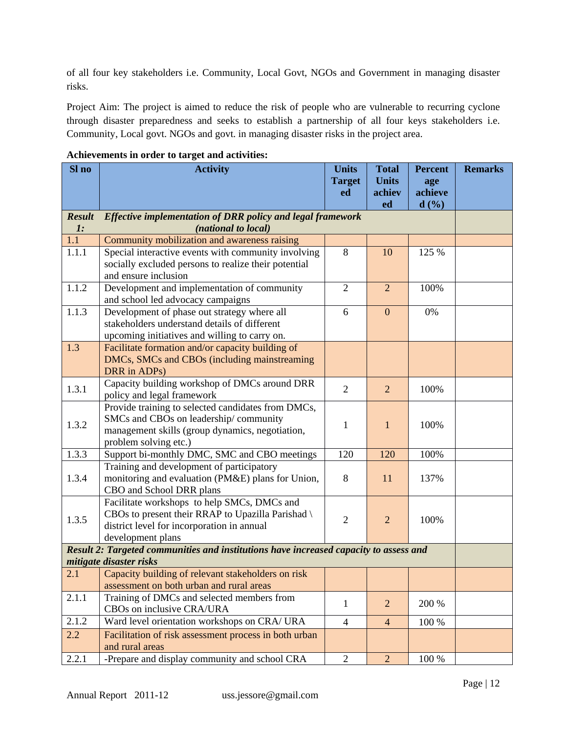of all four key stakeholders i.e. Community, Local Govt, NGOs and Government in managing disaster risks.

Project Aim: The project is aimed to reduce the risk of people who are vulnerable to recurring cyclone through disaster preparedness and seeks to establish a partnership of all four keys stakeholders i.e. Community, Local govt. NGOs and govt. in managing disaster risks in the project area.

**Achievements in order to target and activities:**

| Sl no | Activity | Units Targeted | Total Units achieved | Percentage achieved (%) | Remarks |
|---|---|---|---|---|---|
| ***Result 1:*** | ***Effective implementation of DRR policy and legal framework (national to local)*** | | | | |
| 1.1 | Community mobilization and awareness raising | | | | |
| 1.1.1 | Special interactive events with community involving socially excluded persons to realize their potential and ensure inclusion | 8 | 10 | 125 % | |
| 1.1.2 | Development and implementation of community and school led advocacy campaigns | 2 | 2 | 100% | |
| 1.1.3 | Development of phase out strategy where all stakeholders understand details of different upcoming initiatives and willing to carry on. | 6 | 0 | 0% | |
| 1.3 | Facilitate formation and/or capacity building of DMCs, SMCs and CBOs (including mainstreaming DRR in ADPs) | | | | |
| 1.3.1 | Capacity building workshop of DMCs around DRR policy and legal framework | 2 | 2 | 100% | |
| 1.3.2 | Provide training to selected candidates from DMCs, SMCs and CBOs on leadership/ community management skills (group dynamics, negotiation, problem solving etc.) | 1 | 1 | 100% | |
| 1.3.3 | Support bi-monthly DMC, SMC and CBO meetings | 120 | 120 | 100% | |
| 1.3.4 | Training and development of participatory monitoring and evaluation (PM&E) plans for Union, CBO and School DRR plans | 8 | 11 | 137% | |
| 1.3.5 | Facilitate workshops to help SMCs, DMCs and CBOs to present their RRAP to Upazilla Parishad \ district level for incorporation in annual development plans | 2 | 2 | 100% | |
| ***Result 2: Targeted communities and institutions have increased capacity to assess and mitigate disaster risks*** | | | | | |
| 2.1 | Capacity building of relevant stakeholders on risk assessment on both urban and rural areas | | | | |
| 2.1.1 | Training of DMCs and selected members from CBOs on inclusive CRA/URA | 1 | 2 | 200 % | |
| 2.1.2 | Ward level orientation workshops on CRA/ URA | 4 | 4 | 100 % | |
| 2.2 | Facilitation of risk assessment process in both urban and rural areas | | | | |
| 2.2.1 | -Prepare and display community and school CRA | 2 | 2 | 100 % | |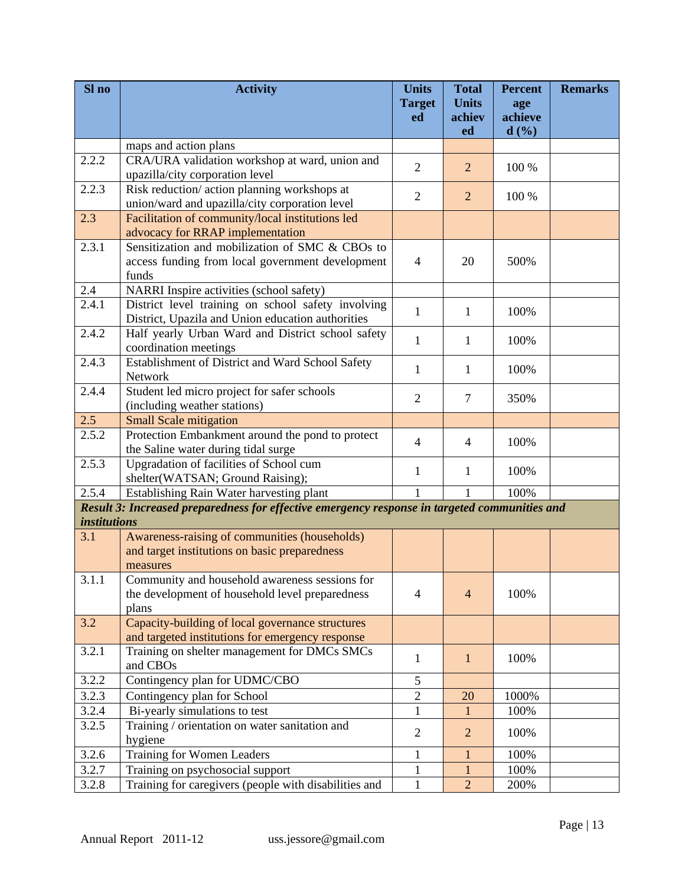| Sl no | Activity | Units Targeted | Total Units achieved | Percentage achieved (%) | Remarks |
|---|---|---|---|---|---|
| | maps and action plans | | | | |
| 2.2.2 | CRA/URA validation workshop at ward, union and upazilla/city corporation level | 2 | 2 | 100 % | |
| 2.2.3 | Risk reduction/ action planning workshops at union/ward and upazilla/city corporation level | 2 | 2 | 100 % | |
| 2.3 | Facilitation of community/local institutions led advocacy for RRAP implementation | | | | |
| 2.3.1 | Sensitization and mobilization of SMC & CBOs to access funding from local government development funds | 4 | 20 | 500% | |
| 2.4 | NARRI Inspire activities (school safety) | | | | |
| 2.4.1 | District level training on school safety involving District, Upazila and Union education authorities | 1 | 1 | 100% | |
| 2.4.2 | Half yearly Urban Ward and District school safety coordination meetings | 1 | 1 | 100% | |
| 2.4.3 | Establishment of District and Ward School Safety Network | 1 | 1 | 100% | |
| 2.4.4 | Student led micro project for safer schools (including weather stations) | 2 | 7 | 350% | |
| 2.5 | Small Scale mitigation | | | | |
| 2.5.2 | Protection Embankment around the pond to protect the Saline water during tidal surge | 4 | 4 | 100% | |
| 2.5.3 | Upgradation of facilities of School cum shelter(WATSAN; Ground Raising); | 1 | 1 | 100% | |
| 2.5.4 | Establishing Rain Water harvesting plant | 1 | 1 | 100% | |
| ***Result 3: Increased preparedness for effective emergency response in targeted communities and institutions*** | | | | | |
| 3.1 | Awareness-raising of communities (households) and target institutions on basic preparedness measures | | | | |
| 3.1.1 | Community and household awareness sessions for the development of household level preparedness plans | 4 | 4 | 100% | |
| 3.2 | Capacity-building of local governance structures and targeted institutions for emergency response | | | | |
| 3.2.1 | Training on shelter management for DMCs SMCs and CBOs | 1 | 1 | 100% | |
| 3.2.2 | Contingency plan for UDMC/CBO | 5 | | | |
| 3.2.3 | Contingency plan for School | 2 | 20 | 1000% | |
| 3.2.4 | Bi-yearly simulations to test | 1 | 1 | 100% | |
| 3.2.5 | Training / orientation on water sanitation and hygiene | 2 | 2 | 100% | |
| 3.2.6 | Training for Women Leaders | 1 | 1 | 100% | |
| 3.2.7 | Training on psychosocial support | 1 | 1 | 100% | |
| 3.2.8 | Training for caregivers (people with disabilities and | 1 | 2 | 200% | |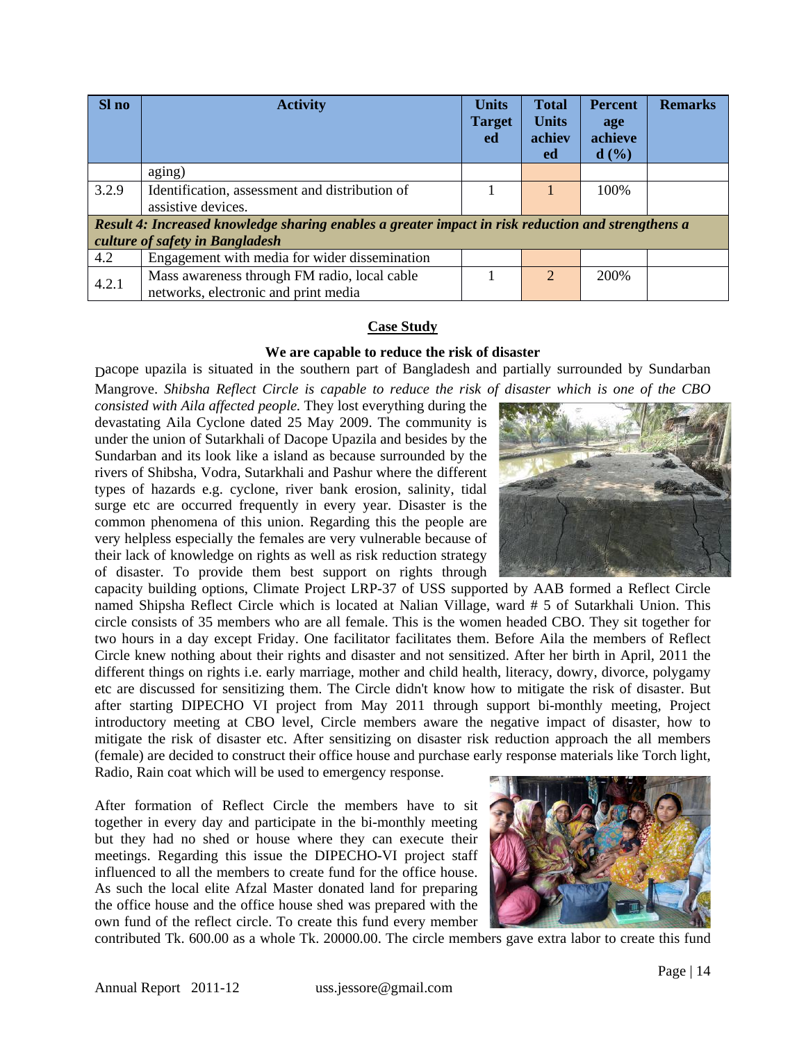| Sl no | Activity | Units Targeted | Total Units achieved | Percentage achieved (%) | Remarks |
|---|---|---|---|---|---|
| | aging) | | | | |
| 3.2.9 | Identification, assessment and distribution of assistive devices. | 1 | 1 | 100% | |
| ***Result 4: Increased knowledge sharing enables a greater impact in risk reduction and strengthens a culture of safety in Bangladesh*** | | | | | |
| 4.2 | Engagement with media for wider dissemination | | | | |
| 4.2.1 | Mass awareness through FM radio, local cable networks, electronic and print media | 1 | 2 | 200% | |

## Case Study

### We are capable to reduce the risk of disaster

Dacope upazila is situated in the southern part of Bangladesh and partially surrounded by Sundarban Mangrove. *Shibsha Reflect Circle is capable to reduce the risk of disaster which is one of the CBO consisted with Aila affected people.* They lost everything during the devastating Aila Cyclone dated 25 May 2009. The community is under the union of Sutarkhali of Dacope Upazila and besides by the Sundarban and its look like a island as because surrounded by the rivers of Shibsha, Vodra, Sutarkhali and Pashur where the different types of hazards e.g. cyclone, river bank erosion, salinity, tidal surge etc are occurred frequently in every year. Disaster is the common phenomena of this union. Regarding this the people are very helpless especially the females are very vulnerable because of their lack of knowledge on rights as well as risk reduction strategy of disaster. To provide them best support on rights through capacity building options, Climate Project LRP-37 of USS supported by AAB formed a Reflect Circle named Shipsha Reflect Circle which is located at Nalian Village, ward # 5 of Sutarkhali Union. This circle consists of 35 members who are all female. This is the women headed CBO. They sit together for two hours in a day except Friday. One facilitator facilitates them. Before Aila the members of Reflect Circle knew nothing about their rights and disaster and not sensitized. After her birth in April, 2011 the different things on rights i.e. early marriage, mother and child health, literacy, dowry, divorce, polygamy etc are discussed for sensitizing them. The Circle didn't know how to mitigate the risk of disaster. But after starting DIPECHO VI project from May 2011 through support bi-monthly meeting, Project introductory meeting at CBO level, Circle members aware the negative impact of disaster, how to mitigate the risk of disaster etc. After sensitizing on disaster risk reduction approach the all members (female) are decided to construct their office house and purchase early response materials like Torch light, Radio, Rain coat which will be used to emergency response.

After formation of Reflect Circle the members have to sit together in every day and participate in the bi-monthly meeting but they had no shed or house where they can execute their meetings. Regarding this issue the DIPECHO-VI project staff influenced to all the members to create fund for the office house. As such the local elite Afzal Master donated land for preparing the office house and the office house shed was prepared with the own fund of the reflect circle. To create this fund every member contributed Tk. 600.00 as a whole Tk. 20000.00. The circle members gave extra labor to create this fund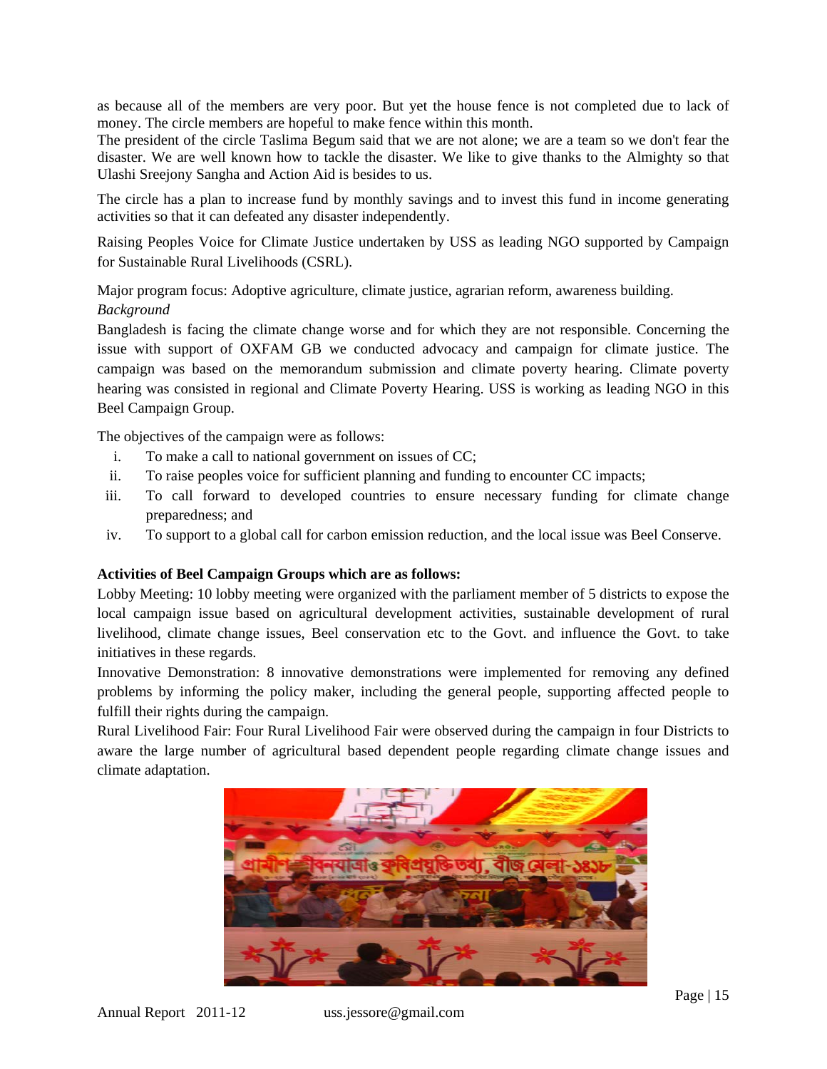as because all of the members are very poor. But yet the house fence is not completed due to lack of money. The circle members are hopeful to make fence within this month.

The president of the circle Taslima Begum said that we are not alone; we are a team so we don't fear the disaster. We are well known how to tackle the disaster. We like to give thanks to the Almighty so that Ulashi Sreejony Sangha and Action Aid is besides to us.

The circle has a plan to increase fund by monthly savings and to invest this fund in income generating activities so that it can defeated any disaster independently.

Raising Peoples Voice for Climate Justice undertaken by USS as leading NGO supported by Campaign for Sustainable Rural Livelihoods (CSRL).

Major program focus: Adoptive agriculture, climate justice, agrarian reform, awareness building.

*Background*

Bangladesh is facing the climate change worse and for which they are not responsible. Concerning the issue with support of OXFAM GB we conducted advocacy and campaign for climate justice. The campaign was based on the memorandum submission and climate poverty hearing. Climate poverty hearing was consisted in regional and Climate Poverty Hearing. USS is working as leading NGO in this Beel Campaign Group.

The objectives of the campaign were as follows:

i. To make a call to national government on issues of CC;
ii. To raise peoples voice for sufficient planning and funding to encounter CC impacts;
iii. To call forward to developed countries to ensure necessary funding for climate change preparedness; and
iv. To support to a global call for carbon emission reduction, and the local issue was Beel Conserve.

**Activities of Beel Campaign Groups which are as follows:**

Lobby Meeting: 10 lobby meeting were organized with the parliament member of 5 districts to expose the local campaign issue based on agricultural development activities, sustainable development of rural livelihood, climate change issues, Beel conservation etc to the Govt. and influence the Govt. to take initiatives in these regards.

Innovative Demonstration: 8 innovative demonstrations were implemented for removing any defined problems by informing the policy maker, including the general people, supporting affected people to fulfill their rights during the campaign.

Rural Livelihood Fair: Four Rural Livelihood Fair were observed during the campaign in four Districts to aware the large number of agricultural based dependent people regarding climate change issues and climate adaptation.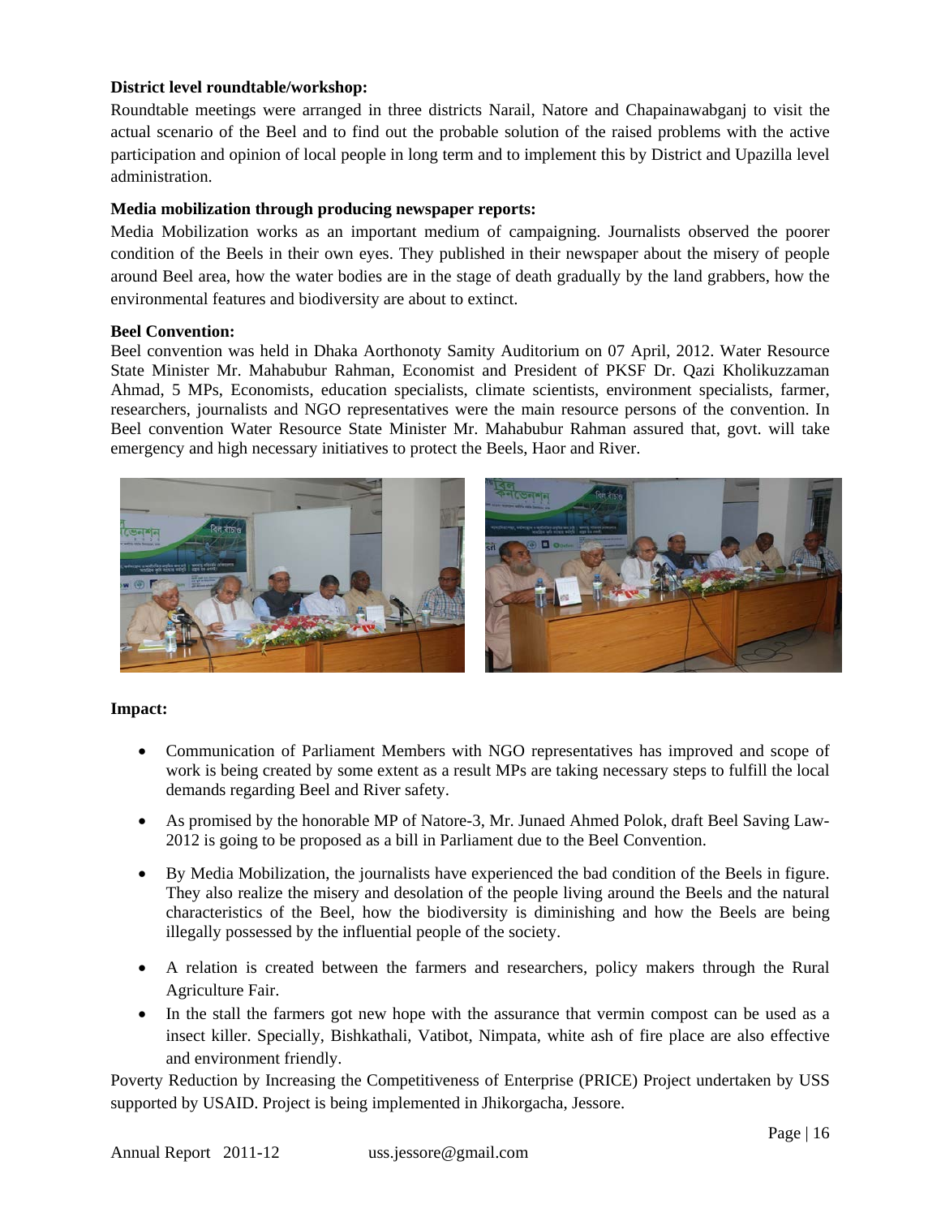**District level roundtable/workshop:**

Roundtable meetings were arranged in three districts Narail, Natore and Chapainawabganj to visit the actual scenario of the Beel and to find out the probable solution of the raised problems with the active participation and opinion of local people in long term and to implement this by District and Upazilla level administration.

**Media mobilization through producing newspaper reports:**

Media Mobilization works as an important medium of campaigning. Journalists observed the poorer condition of the Beels in their own eyes. They published in their newspaper about the misery of people around Beel area, how the water bodies are in the stage of death gradually by the land grabbers, how the environmental features and biodiversity are about to extinct.

**Beel Convention:**

Beel convention was held in Dhaka Aorthonoty Samity Auditorium on 07 April, 2012. Water Resource State Minister Mr. Mahabubur Rahman, Economist and President of PKSF Dr. Qazi Kholikuzzaman Ahmad, 5 MPs, Economists, education specialists, climate scientists, environment specialists, farmer, researchers, journalists and NGO representatives were the main resource persons of the convention. In Beel convention Water Resource State Minister Mr. Mahabubur Rahman assured that, govt. will take emergency and high necessary initiatives to protect the Beels, Haor and River.

**Impact:**

- Communication of Parliament Members with NGO representatives has improved and scope of work is being created by some extent as a result MPs are taking necessary steps to fulfill the local demands regarding Beel and River safety.
- As promised by the honorable MP of Natore-3, Mr. Junaed Ahmed Polok, draft Beel Saving Law-2012 is going to be proposed as a bill in Parliament due to the Beel Convention.
- By Media Mobilization, the journalists have experienced the bad condition of the Beels in figure. They also realize the misery and desolation of the people living around the Beels and the natural characteristics of the Beel, how the biodiversity is diminishing and how the Beels are being illegally possessed by the influential people of the society.
- A relation is created between the farmers and researchers, policy makers through the Rural Agriculture Fair.
- In the stall the farmers got new hope with the assurance that vermin compost can be used as a insect killer. Specially, Bishkathali, Vatibot, Nimpata, white ash of fire place are also effective and environment friendly.

Poverty Reduction by Increasing the Competitiveness of Enterprise (PRICE) Project undertaken by USS supported by USAID. Project is being implemented in Jhikorgacha, Jessore.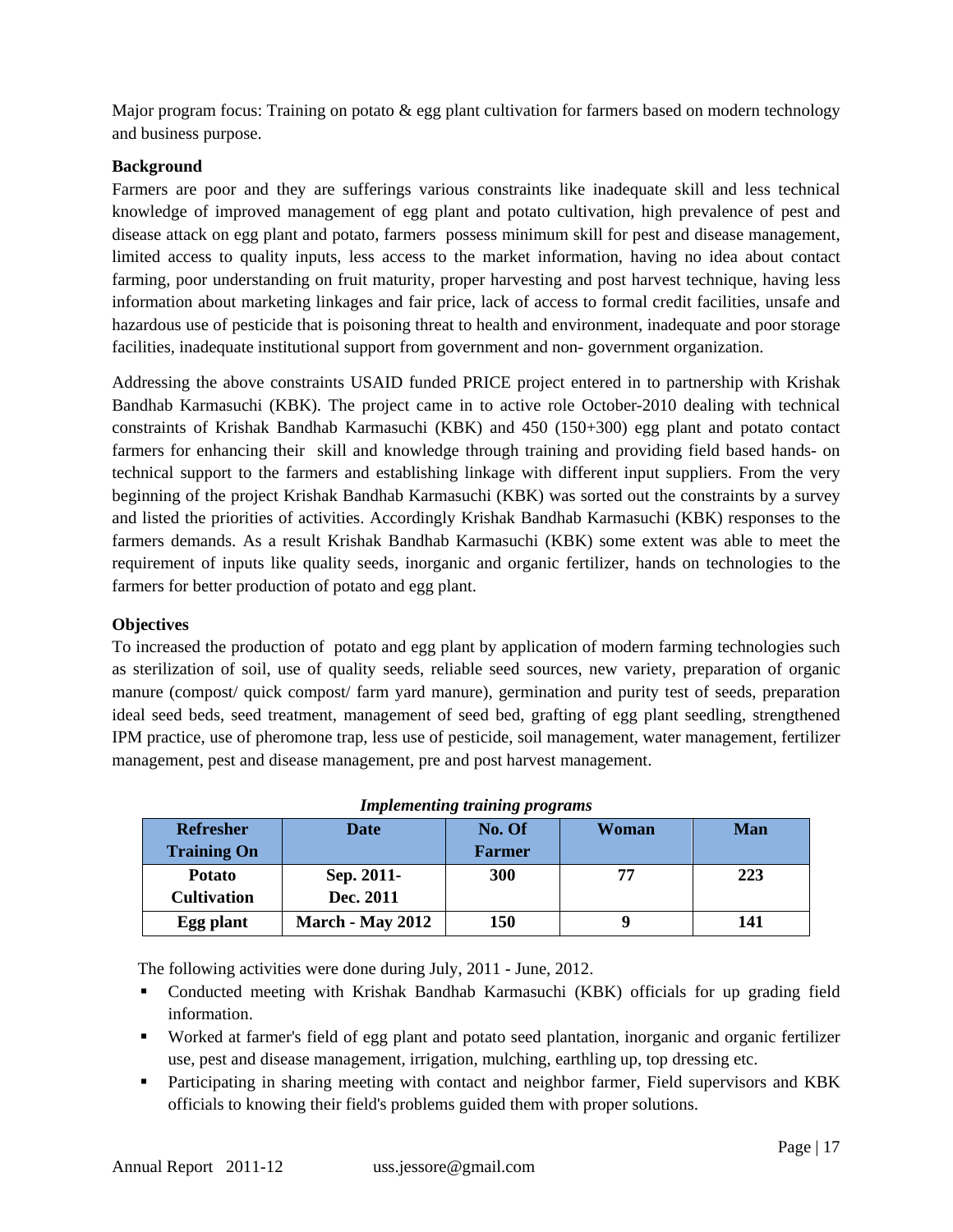Major program focus: Training on potato & egg plant cultivation for farmers based on modern technology and business purpose.

**Background**

Farmers are poor and they are sufferings various constraints like inadequate skill and less technical knowledge of improved management of egg plant and potato cultivation, high prevalence of pest and disease attack on egg plant and potato, farmers possess minimum skill for pest and disease management, limited access to quality inputs, less access to the market information, having no idea about contact farming, poor understanding on fruit maturity, proper harvesting and post harvest technique, having less information about marketing linkages and fair price, lack of access to formal credit facilities, unsafe and hazardous use of pesticide that is poisoning threat to health and environment, inadequate and poor storage facilities, inadequate institutional support from government and non- government organization.

Addressing the above constraints USAID funded PRICE project entered in to partnership with Krishak Bandhab Karmasuchi (KBK). The project came in to active role October-2010 dealing with technical constraints of Krishak Bandhab Karmasuchi (KBK) and 450 (150+300) egg plant and potato contact farmers for enhancing their skill and knowledge through training and providing field based hands- on technical support to the farmers and establishing linkage with different input suppliers. From the very beginning of the project Krishak Bandhab Karmasuchi (KBK) was sorted out the constraints by a survey and listed the priorities of activities. Accordingly Krishak Bandhab Karmasuchi (KBK) responses to the farmers demands. As a result Krishak Bandhab Karmasuchi (KBK) some extent was able to meet the requirement of inputs like quality seeds, inorganic and organic fertilizer, hands on technologies to the farmers for better production of potato and egg plant.

**Objectives**

To increased the production of potato and egg plant by application of modern farming technologies such as sterilization of soil, use of quality seeds, reliable seed sources, new variety, preparation of organic manure (compost/ quick compost/ farm yard manure), germination and purity test of seeds, preparation ideal seed beds, seed treatment, management of seed bed, grafting of egg plant seedling, strengthened IPM practice, use of pheromone trap, less use of pesticide, soil management, water management, fertilizer management, pest and disease management, pre and post harvest management.

***Implementing training programs***

| Refresher Training On | Date | No. Of Farmer | Woman | Man |
|---|---|---|---|---|
| **Potato Cultivation** | **Sep. 2011- Dec. 2011** | **300** | **77** | **223** |
| **Egg plant** | **March - May 2012** | **150** | **9** | **141** |

The following activities were done during July, 2011 - June, 2012.

- Conducted meeting with Krishak Bandhab Karmasuchi (KBK) officials for up grading field information.
- Worked at farmer's field of egg plant and potato seed plantation, inorganic and organic fertilizer use, pest and disease management, irrigation, mulching, earthling up, top dressing etc.
- Participating in sharing meeting with contact and neighbor farmer, Field supervisors and KBK officials to knowing their field's problems guided them with proper solutions.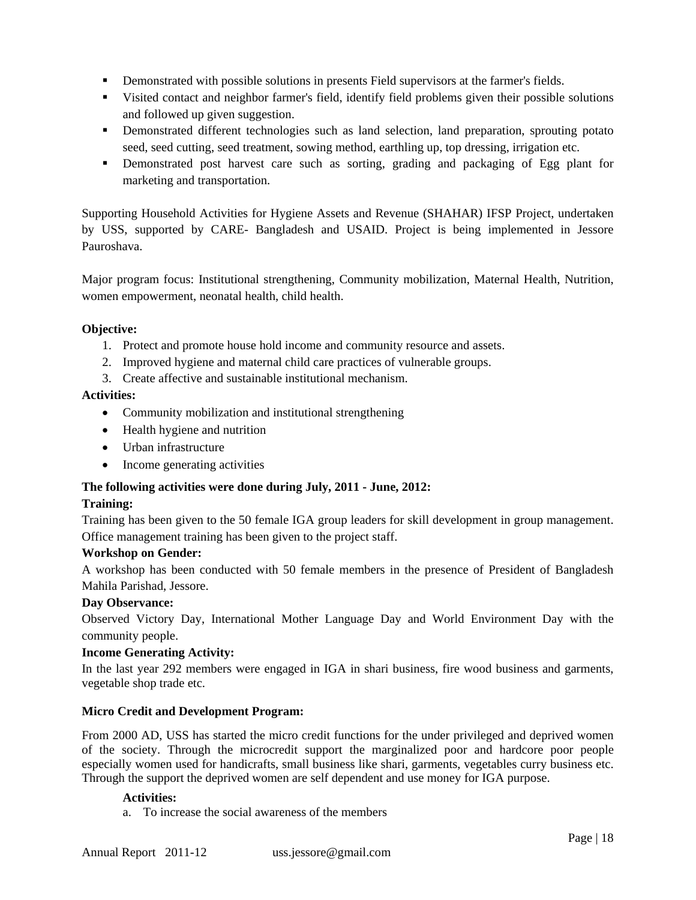- Demonstrated with possible solutions in presents Field supervisors at the farmer's fields.
- Visited contact and neighbor farmer's field, identify field problems given their possible solutions and followed up given suggestion.
- Demonstrated different technologies such as land selection, land preparation, sprouting potato seed, seed cutting, seed treatment, sowing method, earthling up, top dressing, irrigation etc.
- Demonstrated post harvest care such as sorting, grading and packaging of Egg plant for marketing and transportation.

Supporting Household Activities for Hygiene Assets and Revenue (SHAHAR) IFSP Project, undertaken by USS, supported by CARE- Bangladesh and USAID. Project is being implemented in Jessore Pauroshava.

Major program focus: Institutional strengthening, Community mobilization, Maternal Health, Nutrition, women empowerment, neonatal health, child health.

**Objective:**

1. Protect and promote house hold income and community resource and assets.
2. Improved hygiene and maternal child care practices of vulnerable groups.
3. Create affective and sustainable institutional mechanism.

**Activities:**

- Community mobilization and institutional strengthening
- Health hygiene and nutrition
- Urban infrastructure
- Income generating activities

**The following activities were done during July, 2011 - June, 2012:**

**Training:**

Training has been given to the 50 female IGA group leaders for skill development in group management. Office management training has been given to the project staff.

**Workshop on Gender:**

A workshop has been conducted with 50 female members in the presence of President of Bangladesh Mahila Parishad, Jessore.

**Day Observance:**

Observed Victory Day, International Mother Language Day and World Environment Day with the community people.

**Income Generating Activity:**

In the last year 292 members were engaged in IGA in shari business, fire wood business and garments, vegetable shop trade etc.

**Micro Credit and Development Program:**

From 2000 AD, USS has started the micro credit functions for the under privileged and deprived women of the society. Through the microcredit support the marginalized poor and hardcore poor people especially women used for handicrafts, small business like shari, garments, vegetables curry business etc. Through the support the deprived women are self dependent and use money for IGA purpose.

**Activities:**

a. To increase the social awareness of the members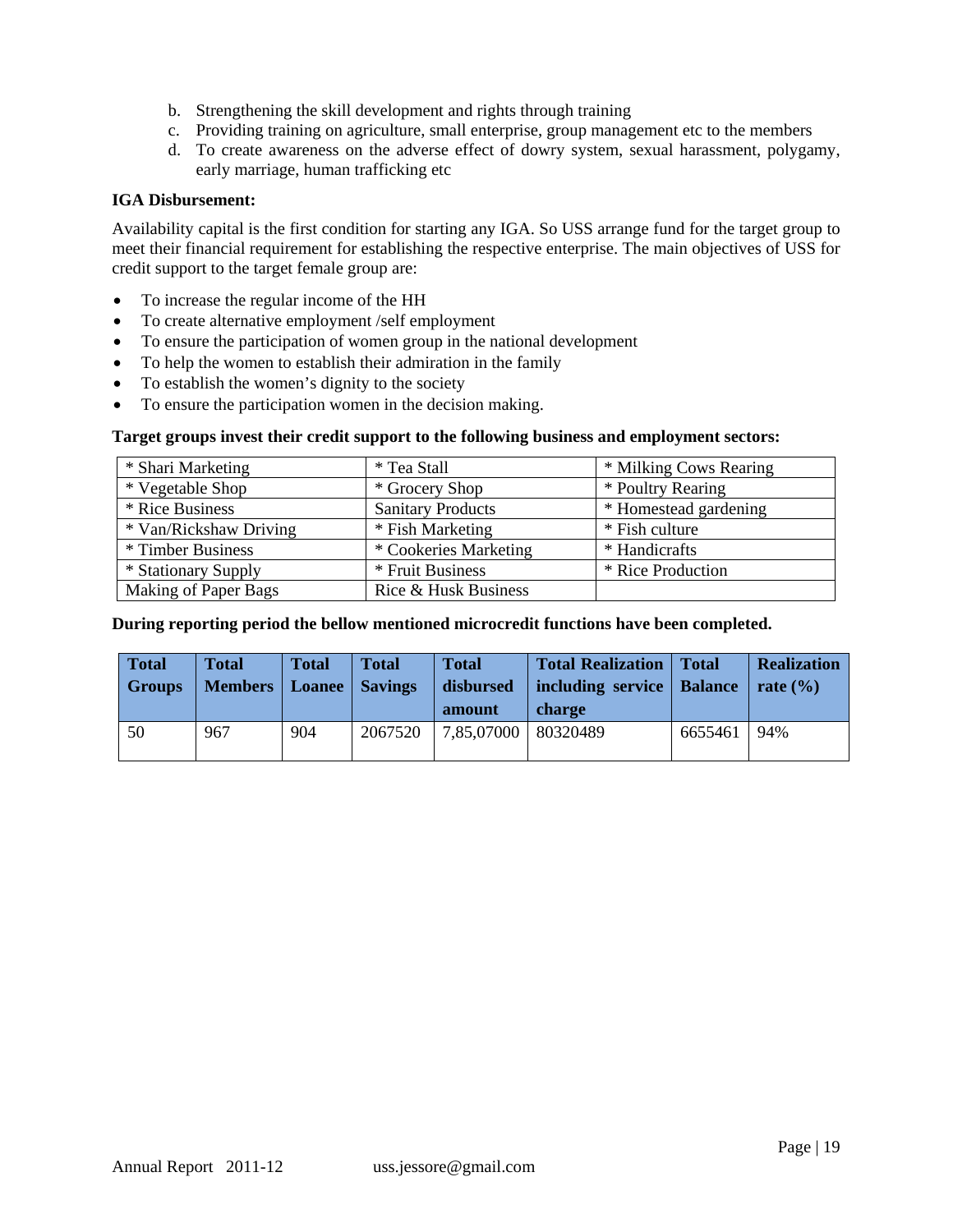b. Strengthening the skill development and rights through training
c. Providing training on agriculture, small enterprise, group management etc to the members
d. To create awareness on the adverse effect of dowry system, sexual harassment, polygamy, early marriage, human trafficking etc

**IGA Disbursement:**

Availability capital is the first condition for starting any IGA. So USS arrange fund for the target group to meet their financial requirement for establishing the respective enterprise. The main objectives of USS for credit support to the target female group are:

- To increase the regular income of the HH
- To create alternative employment /self employment
- To ensure the participation of women group in the national development
- To help the women to establish their admiration in the family
- To establish the women's dignity to the society
- To ensure the participation women in the decision making.

**Target groups invest their credit support to the following business and employment sectors:**

| | | |
|---|---|---|
| * Shari Marketing | * Tea Stall | * Milking Cows Rearing |
| * Vegetable Shop | * Grocery Shop | * Poultry Rearing |
| * Rice Business | Sanitary Products | * Homestead gardening |
| * Van/Rickshaw Driving | * Fish Marketing | * Fish culture |
| * Timber Business | * Cookeries Marketing | * Handicrafts |
| * Stationary Supply | * Fruit Business | * Rice Production |
| Making of Paper Bags | Rice & Husk Business | |

**During reporting period the bellow mentioned microcredit functions have been completed.**

| Total Groups | Total Members | Total Loanee | Total Savings | Total disbursed amount | Total Realization including service charge | Total Balance | Realization rate (%) |
|---|---|---|---|---|---|---|---|
| 50 | 967 | 904 | 2067520 | 7,85,07000 | 80320489 | 6655461 | 94% |